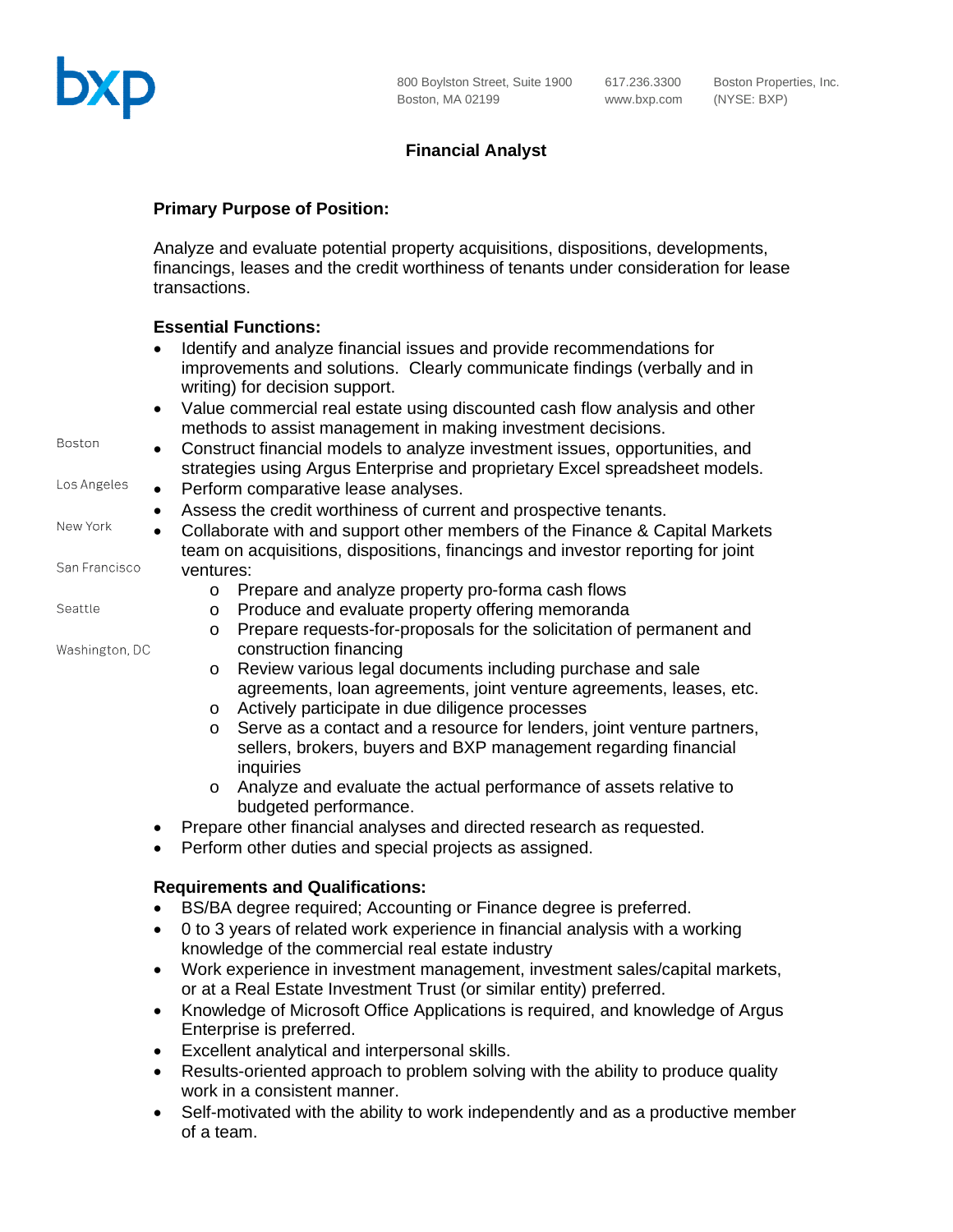bxp

800 Boylston Street, Suite 1900
Boston, MA 02199

617.236.3300
www.bxp.com

Boston Properties, Inc.
(NYSE: BXP)

Boston

Los Angeles

New York

San Francisco

Seattle

Washington, DC

# Financial Analyst

## Primary Purpose of Position:

Analyze and evaluate potential property acquisitions, dispositions, developments, financings, leases and the credit worthiness of tenants under consideration for lease transactions.

## Essential Functions:

- Identify and analyze financial issues and provide recommendations for improvements and solutions. Clearly communicate findings (verbally and in writing) for decision support.
- Value commercial real estate using discounted cash flow analysis and other methods to assist management in making investment decisions.
- Construct financial models to analyze investment issues, opportunities, and strategies using Argus Enterprise and proprietary Excel spreadsheet models.
- Perform comparative lease analyses.
- Assess the credit worthiness of current and prospective tenants.
- Collaborate with and support other members of the Finance & Capital Markets team on acquisitions, dispositions, financings and investor reporting for joint ventures:
  - Prepare and analyze property pro-forma cash flows
  - Produce and evaluate property offering memoranda
  - Prepare requests-for-proposals for the solicitation of permanent and construction financing
  - Review various legal documents including purchase and sale agreements, loan agreements, joint venture agreements, leases, etc.
  - Actively participate in due diligence processes
  - Serve as a contact and a resource for lenders, joint venture partners, sellers, brokers, buyers and BXP management regarding financial inquiries
  - Analyze and evaluate the actual performance of assets relative to budgeted performance.
- Prepare other financial analyses and directed research as requested.
- Perform other duties and special projects as assigned.

## Requirements and Qualifications:

- BS/BA degree required; Accounting or Finance degree is preferred.
- 0 to 3 years of related work experience in financial analysis with a working knowledge of the commercial real estate industry
- Work experience in investment management, investment sales/capital markets, or at a Real Estate Investment Trust (or similar entity) preferred.
- Knowledge of Microsoft Office Applications is required, and knowledge of Argus Enterprise is preferred.
- Excellent analytical and interpersonal skills.
- Results-oriented approach to problem solving with the ability to produce quality work in a consistent manner.
- Self-motivated with the ability to work independently and as a productive member of a team.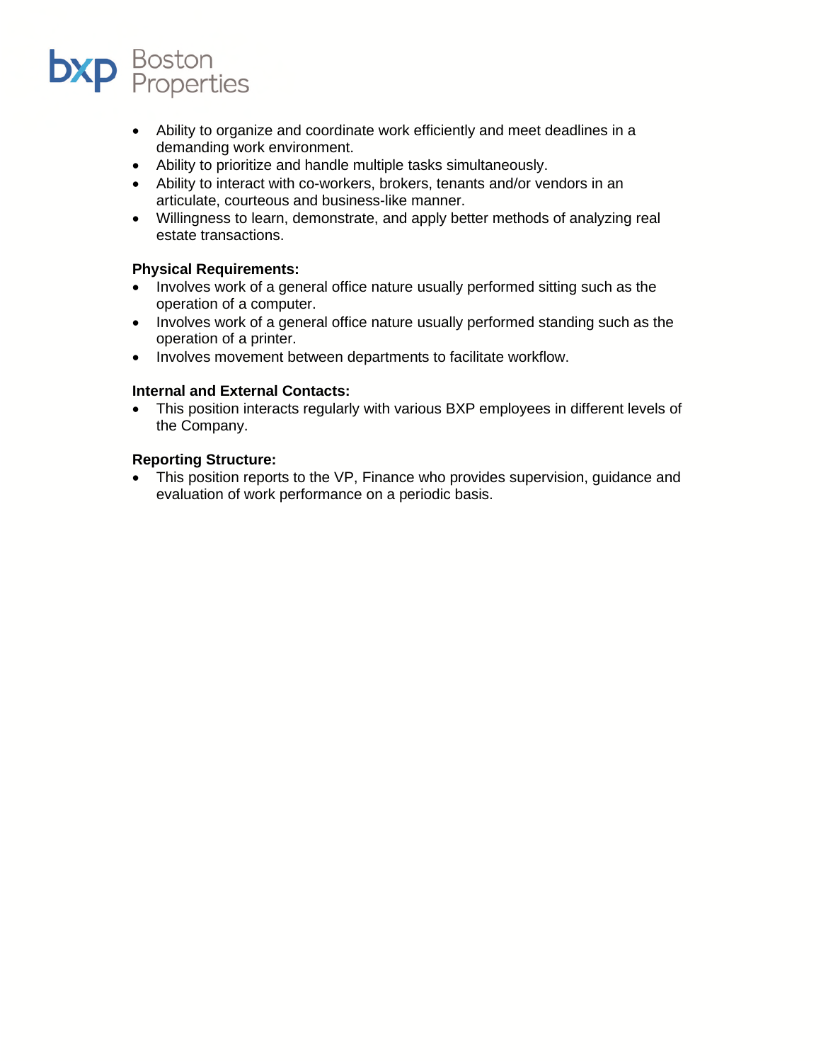- Ability to organize and coordinate work efficiently and meet deadlines in a demanding work environment.
- Ability to prioritize and handle multiple tasks simultaneously.
- Ability to interact with co-workers, brokers, tenants and/or vendors in an articulate, courteous and business-like manner.
- Willingness to learn, demonstrate, and apply better methods of analyzing real estate transactions.

**Physical Requirements:**

- Involves work of a general office nature usually performed sitting such as the operation of a computer.
- Involves work of a general office nature usually performed standing such as the operation of a printer.
- Involves movement between departments to facilitate workflow.

**Internal and External Contacts:**

- This position interacts regularly with various BXP employees in different levels of the Company.

**Reporting Structure:**

- This position reports to the VP, Finance who provides supervision, guidance and evaluation of work performance on a periodic basis.